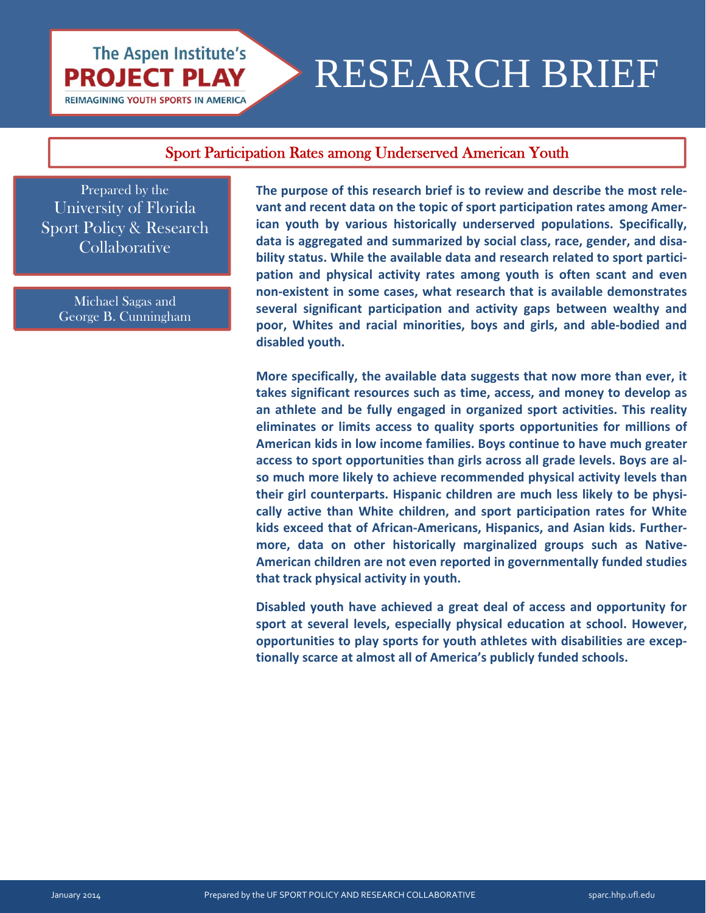The Aspen Institute's
**PROJECT PLAY**
REIMAGINING YOUTH SPORTS IN AMERICA

# RESEARCH BRIEF

## Sport Participation Rates among Underserved American Youth

Prepared by the
University of Florida
Sport Policy & Research
Collaborative

Michael Sagas and
George B. Cunningham

**The purpose of this research brief is to review and describe the most relevant and recent data on the topic of sport participation rates among American youth by various historically underserved populations. Specifically, data is aggregated and summarized by social class, race, gender, and disability status. While the available data and research related to sport participation and physical activity rates among youth is often scant and even non-existent in some cases, what research that is available demonstrates several significant participation and activity gaps between wealthy and poor, Whites and racial minorities, boys and girls, and able-bodied and disabled youth.**

**More specifically, the available data suggests that now more than ever, it takes significant resources such as time, access, and money to develop as an athlete and be fully engaged in organized sport activities. This reality eliminates or limits access to quality sports opportunities for millions of American kids in low income families. Boys continue to have much greater access to sport opportunities than girls across all grade levels. Boys are also much more likely to achieve recommended physical activity levels than their girl counterparts. Hispanic children are much less likely to be physically active than White children, and sport participation rates for White kids exceed that of African-Americans, Hispanics, and Asian kids. Furthermore, data on other historically marginalized groups such as Native-American children are not even reported in governmentally funded studies that track physical activity in youth.**

**Disabled youth have achieved a great deal of access and opportunity for sport at several levels, especially physical education at school. However, opportunities to play sports for youth athletes with disabilities are exceptionally scarce at almost all of America's publicly funded schools.**

January 2014 Prepared by the UF SPORT POLICY AND RESEARCH COLLABORATIVE sparc.hhp.ufl.edu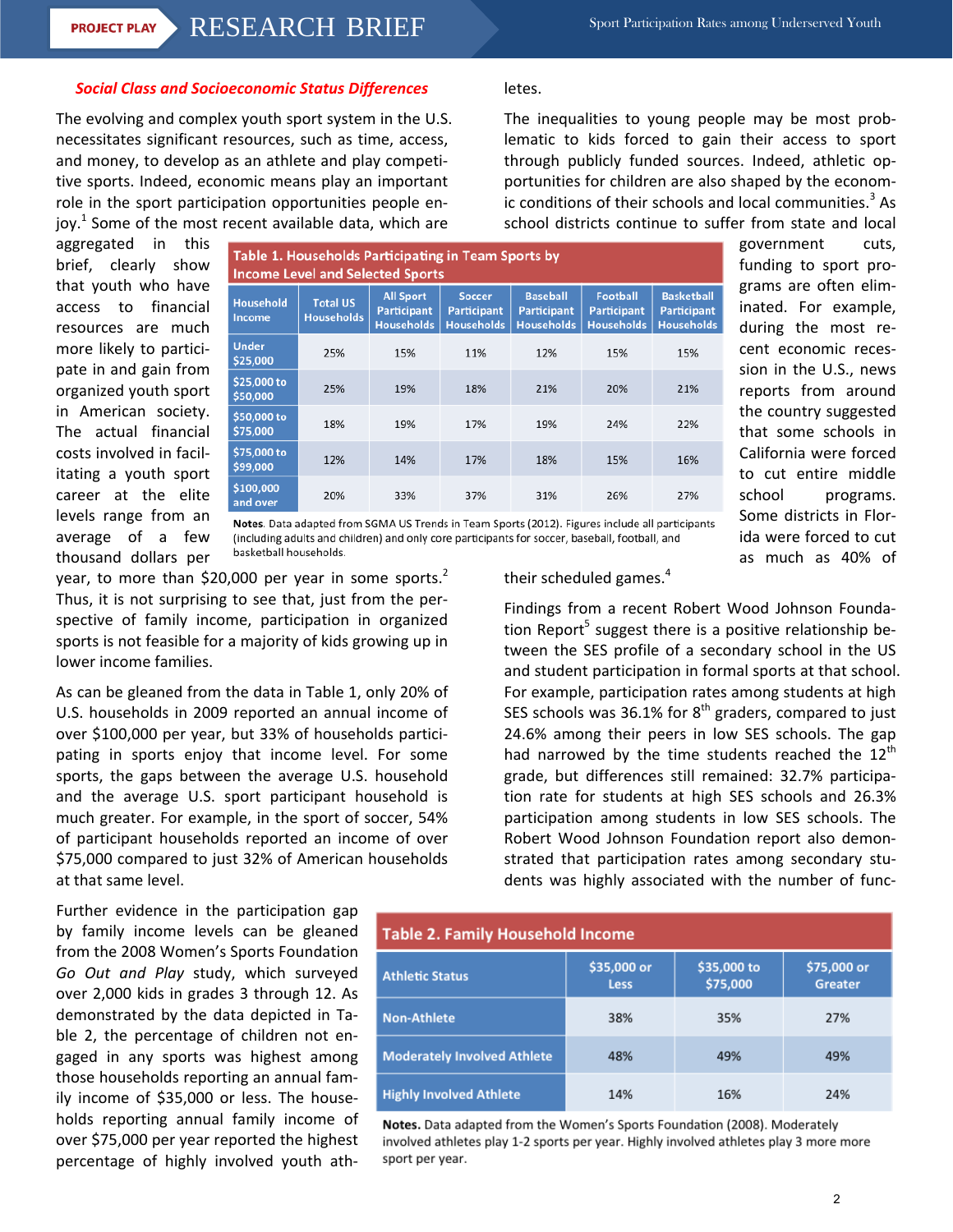### *Social Class and Socioeconomic Status Differences*

The evolving and complex youth sport system in the U.S. necessitates significant resources, such as time, access, and money, to develop as an athlete and play competitive sports. Indeed, economic means play an important role in the sport participation opportunities people enjoy.[1] Some of the most recent available data, which are aggregated in this brief, clearly show that youth who have access to financial resources are much more likely to participate in and gain from organized youth sport in American society. The actual financial costs involved in facilitating a youth sport career at the elite levels range from an average of a few thousand dollars per year, to more than $20,000 per year in some sports.[2] Thus, it is not surprising to see that, just from the perspective of family income, participation in organized sports is not feasible for a majority of kids growing up in lower income families.

**Table 1. Households Participating in Team Sports by Income Level and Selected Sports**

| Household Income | Total US Households | All Sport Participant Households | Soccer Participant Households | Baseball Participant Households | Football Participant Households | Basketball Participant Households |
|---|---|---|---|---|---|---|
| Under $25,000 | 25% | 15% | 11% | 12% | 15% | 15% |
| $25,000 to $50,000 | 25% | 19% | 18% | 21% | 20% | 21% |
| $50,000 to $75,000 | 18% | 19% | 17% | 19% | 24% | 22% |
| $75,000 to $99,000 | 12% | 14% | 17% | 18% | 15% | 16% |
| $100,000 and over | 20% | 33% | 37% | 31% | 26% | 27% |

**Notes**. Data adapted from SGMA US Trends in Team Sports (2012). Figures include all participants (including adults and children) and only core participants for soccer, baseball, football, and basketball households.

As can be gleaned from the data in Table 1, only 20% of U.S. households in 2009 reported an annual income of over $100,000 per year, but 33% of households participating in sports enjoy that income level. For some sports, the gaps between the average U.S. household and the average U.S. sport participant household is much greater. For example, in the sport of soccer, 54% of participant households reported an income of over $75,000 compared to just 32% of American households at that same level.

Further evidence in the participation gap by family income levels can be gleaned from the 2008 Women's Sports Foundation *Go Out and Play* study, which surveyed over 2,000 kids in grades 3 through 12. As demonstrated by the data depicted in Table 2, the percentage of children not engaged in any sports was highest among those households reporting an annual family income of $35,000 or less. The households reporting annual family income of over $75,000 per year reported the highest percentage of highly involved youth athletes.

The inequalities to young people may be most problematic to kids forced to gain their access to sport through publicly funded sources. Indeed, athletic opportunities for children are also shaped by the economic conditions of their schools and local communities.[3] As school districts continue to suffer from state and local government cuts, funding to sport programs are often eliminated. For example, during the most recent economic recession in the U.S., news reports from around the country suggested that some schools in California were forced to cut entire middle school programs. Some districts in Florida were forced to cut as much as 40% of their scheduled games.[4]

Findings from a recent Robert Wood Johnson Foundation Report[5] suggest there is a positive relationship between the SES profile of a secondary school in the US and student participation in formal sports at that school. For example, participation rates among students at high SES schools was 36.1% for 8th graders, compared to just 24.6% among their peers in low SES schools. The gap had narrowed by the time students reached the 12th grade, but differences still remained: 32.7% participation rate for students at high SES schools and 26.3% participation among students in low SES schools. The Robert Wood Johnson Foundation report also demonstrated that participation rates among secondary students was highly associated with the number of func-

**Table 2. Family Household Income**

| Athletic Status | $35,000 or Less | $35,000 to $75,000 | $75,000 or Greater |
|---|---|---|---|
| Non-Athlete | 38% | 35% | 27% |
| Moderately Involved Athlete | 48% | 49% | 49% |
| Highly Involved Athlete | 14% | 16% | 24% |

**Notes.** Data adapted from the Women's Sports Foundation (2008). Moderately involved athletes play 1-2 sports per year. Highly involved athletes play 3 more more sport per year.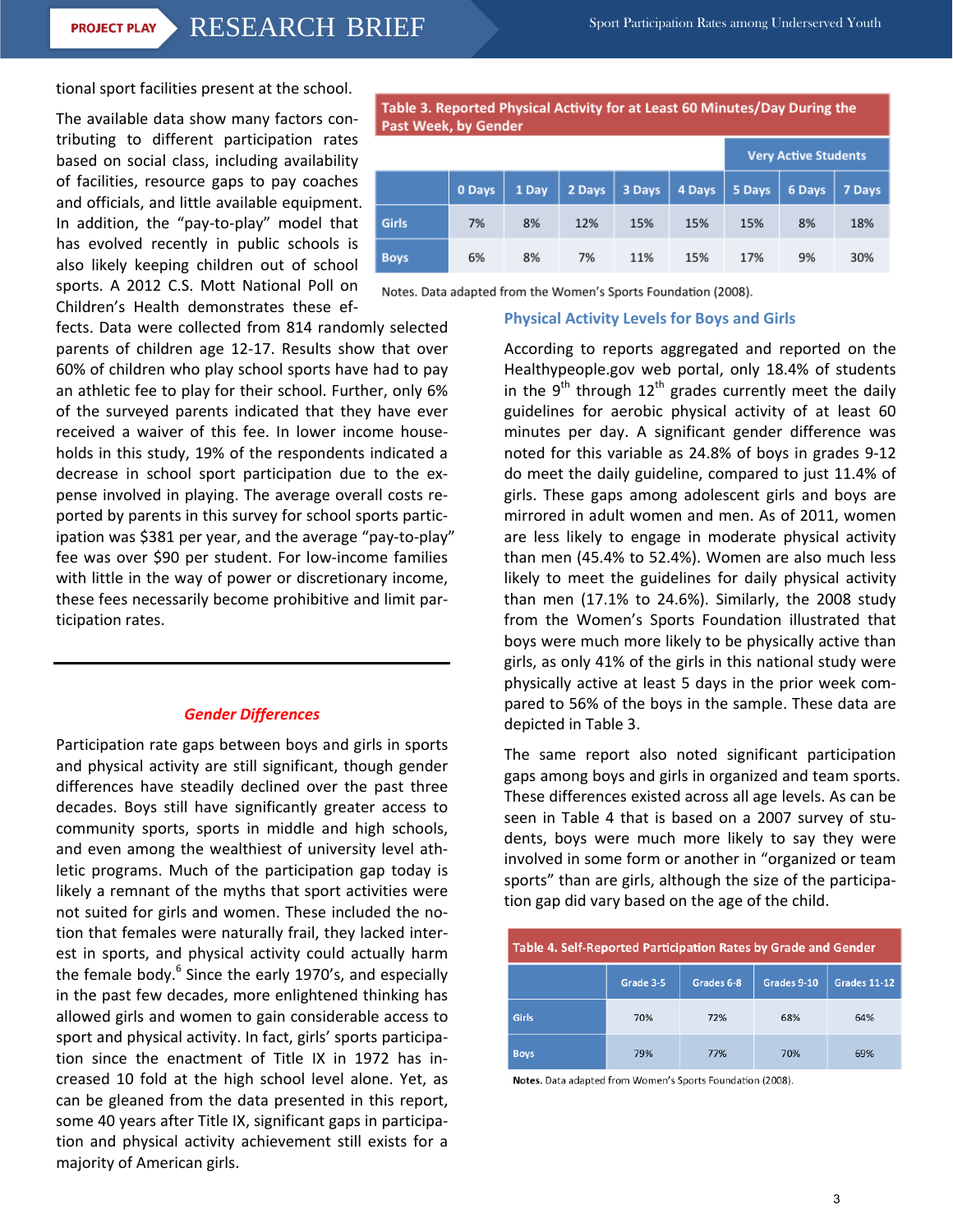tional sport facilities present at the school.

The available data show many factors contributing to different participation rates based on social class, including availability of facilities, resource gaps to pay coaches and officials, and little available equipment. In addition, the "pay-to-play" model that has evolved recently in public schools is also likely keeping children out of school sports. A 2012 C.S. Mott National Poll on Children's Health demonstrates these effects. Data were collected from 814 randomly selected parents of children age 12-17. Results show that over 60% of children who play school sports have had to pay an athletic fee to play for their school. Further, only 6% of the surveyed parents indicated that they have ever received a waiver of this fee. In lower income households in this study, 19% of the respondents indicated a decrease in school sport participation due to the expense involved in playing. The average overall costs reported by parents in this survey for school sports participation was $381 per year, and the average "pay-to-play" fee was over $90 per student. For low-income families with little in the way of power or discretionary income, these fees necessarily become prohibitive and limit participation rates.

## *Gender Differences*

Participation rate gaps between boys and girls in sports and physical activity are still significant, though gender differences have steadily declined over the past three decades. Boys still have significantly greater access to community sports, sports in middle and high schools, and even among the wealthiest of university level athletic programs. Much of the participation gap today is likely a remnant of the myths that sport activities were not suited for girls and women. These included the notion that females were naturally frail, they lacked interest in sports, and physical activity could actually harm the female body.[6] Since the early 1970's, and especially in the past few decades, more enlightened thinking has allowed girls and women to gain considerable access to sport and physical activity. In fact, girls' sports participation since the enactment of Title IX in 1972 has increased 10 fold at the high school level alone. Yet, as can be gleaned from the data presented in this report, some 40 years after Title IX, significant gaps in participation and physical activity achievement still exists for a majority of American girls.

**Table 3. Reported Physical Activity for at Least 60 Minutes/Day During the Past Week, by Gender**

| | | | | | | Very Active Students | | |
|---|---|---|---|---|---|---|---|---|
| | 0 Days | 1 Day | 2 Days | 3 Days | 4 Days | 5 Days | 6 Days | 7 Days |
| Girls | 7% | 8% | 12% | 15% | 15% | 15% | 8% | 18% |
| Boys | 6% | 8% | 7% | 11% | 15% | 17% | 9% | 30% |

Notes. Data adapted from the Women's Sports Foundation (2008).

### Physical Activity Levels for Boys and Girls

According to reports aggregated and reported on the Healthypeople.gov web portal, only 18.4% of students in the 9th through 12th grades currently meet the daily guidelines for aerobic physical activity of at least 60 minutes per day. A significant gender difference was noted for this variable as 24.8% of boys in grades 9-12 do meet the daily guideline, compared to just 11.4% of girls. These gaps among adolescent girls and boys are mirrored in adult women and men. As of 2011, women are less likely to engage in moderate physical activity than men (45.4% to 52.4%). Women are also much less likely to meet the guidelines for daily physical activity than men (17.1% to 24.6%). Similarly, the 2008 study from the Women's Sports Foundation illustrated that boys were much more likely to be physically active than girls, as only 41% of the girls in this national study were physically active at least 5 days in the prior week compared to 56% of the boys in the sample. These data are depicted in Table 3.

The same report also noted significant participation gaps among boys and girls in organized and team sports. These differences existed across all age levels. As can be seen in Table 4 that is based on a 2007 survey of students, boys were much more likely to say they were involved in some form or another in "organized or team sports" than are girls, although the size of the participation gap did vary based on the age of the child.

**Table 4. Self-Reported Participation Rates by Grade and Gender**

| | Grade 3-5 | Grades 6-8 | Grades 9-10 | Grades 11-12 |
|---|---|---|---|---|
| Girls | 70% | 72% | 68% | 64% |
| Boys | 79% | 77% | 70% | 69% |

**Notes.** Data adapted from Women's Sports Foundation (2008).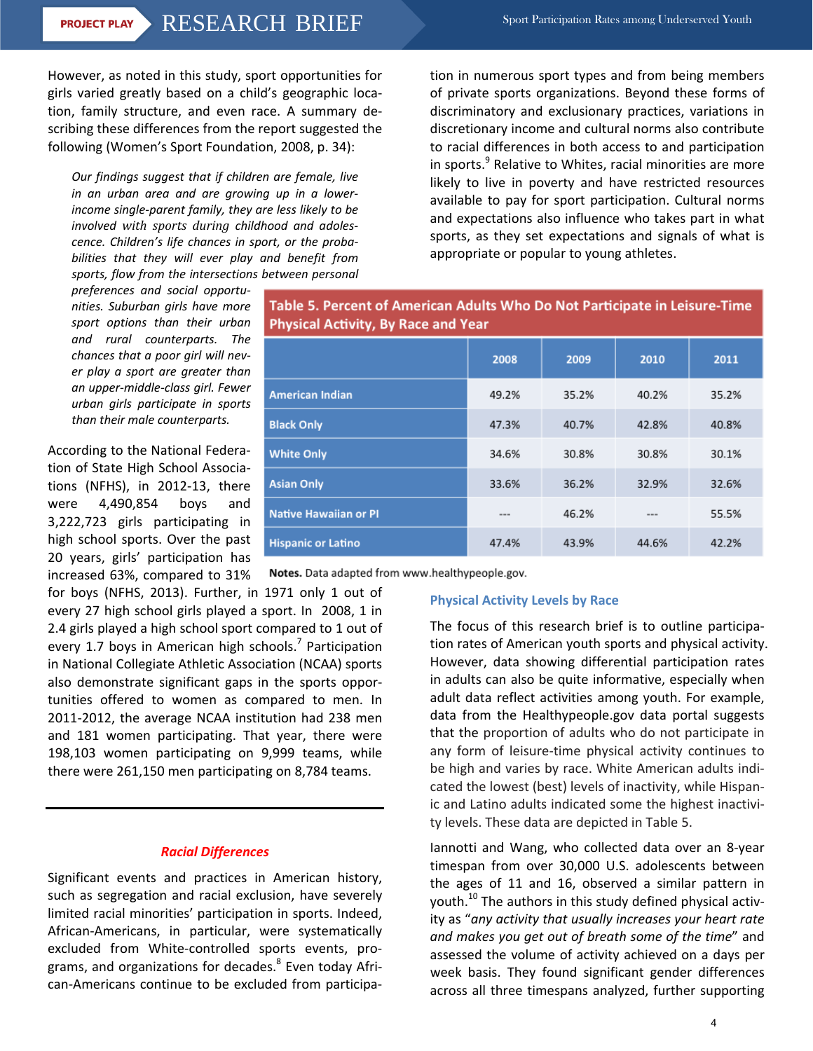However, as noted in this study, sport opportunities for girls varied greatly based on a child's geographic location, family structure, and even race. A summary describing these differences from the report suggested the following (Women's Sport Foundation, 2008, p. 34):

> *Our findings suggest that if children are female, live in an urban area and are growing up in a lower-income single-parent family, they are less likely to be involved with sports during childhood and adolescence. Children's life chances in sport, or the probabilities that they will ever play and benefit from sports, flow from the intersections between personal preferences and social opportunities. Suburban girls have more sport options than their urban and rural counterparts. The chances that a poor girl will never play a sport are greater than an upper-middle-class girl. Fewer urban girls participate in sports than their male counterparts.*

According to the National Federation of State High School Associations (NFHS), in 2012-13, there were 4,490,854 boys and 3,222,723 girls participating in high school sports. Over the past 20 years, girls' participation has increased 63%, compared to 31% for boys (NFHS, 2013). Further, in 1971 only 1 out of every 27 high school girls played a sport. In 2008, 1 in 2.4 girls played a high school sport compared to 1 out of every 1.7 boys in American high schools.[7] Participation in National Collegiate Athletic Association (NCAA) sports also demonstrate significant gaps in the sports opportunities offered to women as compared to men. In 2011-2012, the average NCAA institution had 238 men and 181 women participating. That year, there were 198,103 women participating on 9,999 teams, while there were 261,150 men participating on 8,784 teams.

---

## *Racial Differences*

Significant events and practices in American history, such as segregation and racial exclusion, have severely limited racial minorities' participation in sports. Indeed, African-Americans, in particular, were systematically excluded from White-controlled sports events, programs, and organizations for decades.[8] Even today African-Americans continue to be excluded from participation in numerous sport types and from being members of private sports organizations. Beyond these forms of discriminatory and exclusionary practices, variations in discretionary income and cultural norms also contribute to racial differences in both access to and participation in sports.[9] Relative to Whites, racial minorities are more likely to live in poverty and have restricted resources available to pay for sport participation. Cultural norms and expectations also influence who takes part in what sports, as they set expectations and signals of what is appropriate or popular to young athletes.

**Table 5. Percent of American Adults Who Do Not Participate in Leisure-Time Physical Activity, By Race and Year**

| | 2008 | 2009 | 2010 | 2011 |
|---|---|---|---|---|
| American Indian | 49.2% | 35.2% | 40.2% | 35.2% |
| Black Only | 47.3% | 40.7% | 42.8% | 40.8% |
| White Only | 34.6% | 30.8% | 30.8% | 30.1% |
| Asian Only | 33.6% | 36.2% | 32.9% | 32.6% |
| Native Hawaiian or PI | --- | 46.2% | --- | 55.5% |
| Hispanic or Latino | 47.4% | 43.9% | 44.6% | 42.2% |

**Notes.** Data adapted from www.healthypeople.gov.

### Physical Activity Levels by Race

The focus of this research brief is to outline participation rates of American youth sports and physical activity. However, data showing differential participation rates in adults can also be quite informative, especially when adult data reflect activities among youth. For example, data from the Healthypeople.gov data portal suggests that the proportion of adults who do not participate in any form of leisure-time physical activity continues to be high and varies by race. White American adults indicated the lowest (best) levels of inactivity, while Hispanic and Latino adults indicated some the highest inactivity levels. These data are depicted in Table 5.

Iannotti and Wang, who collected data over an 8-year timespan from over 30,000 U.S. adolescents between the ages of 11 and 16, observed a similar pattern in youth.[10] The authors in this study defined physical activity as "*any activity that usually increases your heart rate and makes you get out of breath some of the time*" and assessed the volume of activity achieved on a days per week basis. They found significant gender differences across all three timespans analyzed, further supporting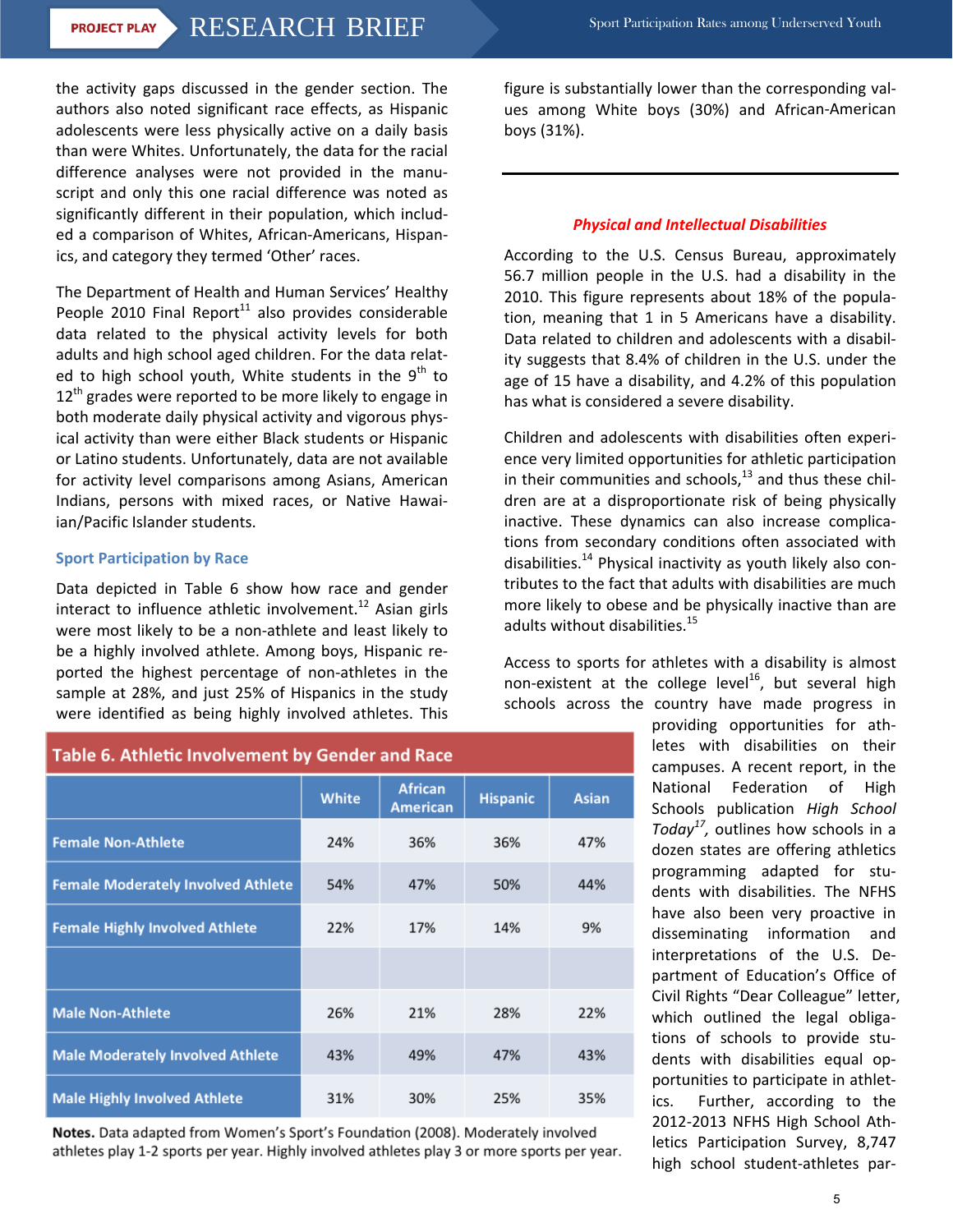the activity gaps discussed in the gender section. The authors also noted significant race effects, as Hispanic adolescents were less physically active on a daily basis than were Whites. Unfortunately, the data for the racial difference analyses were not provided in the manuscript and only this one racial difference was noted as significantly different in their population, which included a comparison of Whites, African-Americans, Hispanics, and category they termed 'Other' races.

The Department of Health and Human Services' Healthy People 2010 Final Report[11] also provides considerable data related to the physical activity levels for both adults and high school aged children. For the data related to high school youth, White students in the 9th to 12th grades were reported to be more likely to engage in both moderate daily physical activity and vigorous physical activity than were either Black students or Hispanic or Latino students. Unfortunately, data are not available for activity level comparisons among Asians, American Indians, persons with mixed races, or Native Hawaiian/Pacific Islander students.

### Sport Participation by Race

Data depicted in Table 6 show how race and gender interact to influence athletic involvement.[12] Asian girls were most likely to be a non-athlete and least likely to be a highly involved athlete. Among boys, Hispanic reported the highest percentage of non-athletes in the sample at 28%, and just 25% of Hispanics in the study were identified as being highly involved athletes. This figure is substantially lower than the corresponding values among White boys (30%) and African-American boys (31%).

**Table 6. Athletic Involvement by Gender and Race**

| | White | African American | Hispanic | Asian |
|---|---|---|---|---|
| Female Non-Athlete | 24% | 36% | 36% | 47% |
| Female Moderately Involved Athlete | 54% | 47% | 50% | 44% |
| Female Highly Involved Athlete | 22% | 17% | 14% | 9% |
| | | | | |
| Male Non-Athlete | 26% | 21% | 28% | 22% |
| Male Moderately Involved Athlete | 43% | 49% | 47% | 43% |
| Male Highly Involved Athlete | 31% | 30% | 25% | 35% |

**Notes.** Data adapted from Women's Sport's Foundation (2008). Moderately involved athletes play 1-2 sports per year. Highly involved athletes play 3 or more sports per year.

### *Physical and Intellectual Disabilities*

According to the U.S. Census Bureau, approximately 56.7 million people in the U.S. had a disability in the 2010. This figure represents about 18% of the population, meaning that 1 in 5 Americans have a disability. Data related to children and adolescents with a disability suggests that 8.4% of children in the U.S. under the age of 15 have a disability, and 4.2% of this population has what is considered a severe disability.

Children and adolescents with disabilities often experience very limited opportunities for athletic participation in their communities and schools,[13] and thus these children are at a disproportionate risk of being physically inactive. These dynamics can also increase complications from secondary conditions often associated with disabilities.[14] Physical inactivity as youth likely also contributes to the fact that adults with disabilities are much more likely to obese and be physically inactive than are adults without disabilities.[15]

Access to sports for athletes with a disability is almost non-existent at the college level[16], but several high schools across the country have made progress in providing opportunities for athletes with disabilities on their campuses. A recent report, in the National Federation of High Schools publication *High School Today*[17], outlines how schools in a dozen states are offering athletics programming adapted for students with disabilities. The NFHS have also been very proactive in disseminating information and interpretations of the U.S. Department of Education's Office of Civil Rights "Dear Colleague" letter, which outlined the legal obligations of schools to provide students with disabilities equal opportunities to participate in athletics. Further, according to the 2012-2013 NFHS High School Athletics Participation Survey, 8,747 high school student-athletes par-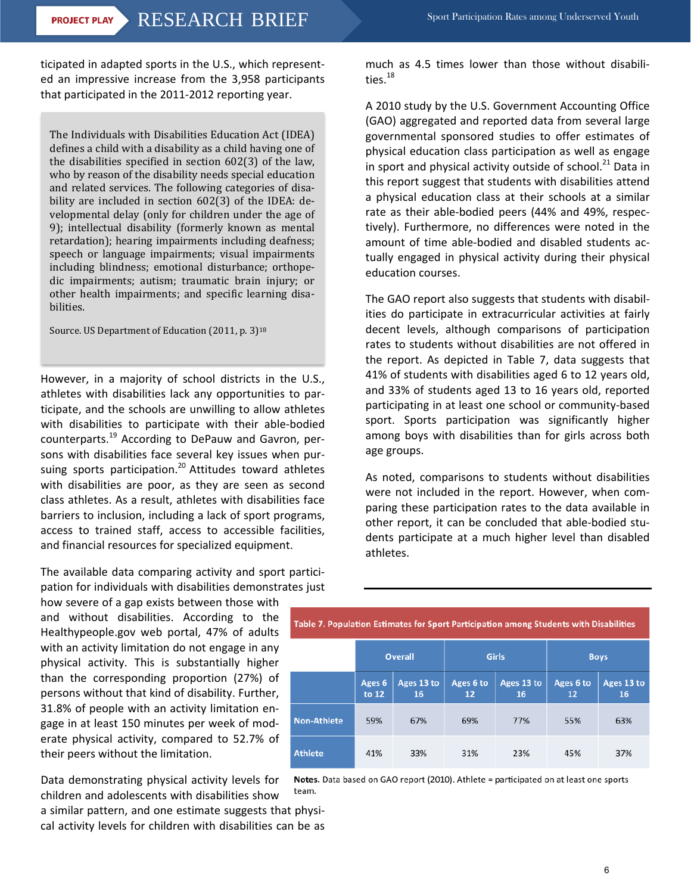ticipated in adapted sports in the U.S., which represented an impressive increase from the 3,958 participants that participated in the 2011-2012 reporting year.

> The Individuals with Disabilities Education Act (IDEA) defines a child with a disability as a child having one of the disabilities specified in section 602(3) of the law, who by reason of the disability needs special education and related services. The following categories of disability are included in section 602(3) of the IDEA: developmental delay (only for children under the age of 9); intellectual disability (formerly known as mental retardation); hearing impairments including deafness; speech or language impairments; visual impairments including blindness; emotional disturbance; orthopedic impairments; autism; traumatic brain injury; or other health impairments; and specific learning disabilities.
>
> Source. US Department of Education (2011, p. 3)[18]

However, in a majority of school districts in the U.S., athletes with disabilities lack any opportunities to participate, and the schools are unwilling to allow athletes with disabilities to participate with their able-bodied counterparts.[19] According to DePauw and Gavron, persons with disabilities face several key issues when pursuing sports participation.[20] Attitudes toward athletes with disabilities are poor, as they are seen as second class athletes. As a result, athletes with disabilities face barriers to inclusion, including a lack of sport programs, access to trained staff, access to accessible facilities, and financial resources for specialized equipment.

The available data comparing activity and sport participation for individuals with disabilities demonstrates just how severe of a gap exists between those with and without disabilities. According to the Healthypeople.gov web portal, 47% of adults with an activity limitation do not engage in any physical activity. This is substantially higher than the corresponding proportion (27%) of persons without that kind of disability. Further, 31.8% of people with an activity limitation engage in at least 150 minutes per week of moderate physical activity, compared to 52.7% of their peers without the limitation.

Data demonstrating physical activity levels for children and adolescents with disabilities show a similar pattern, and one estimate suggests that physical activity levels for children with disabilities can be as much as 4.5 times lower than those without disabilities.[18]

A 2010 study by the U.S. Government Accounting Office (GAO) aggregated and reported data from several large governmental sponsored studies to offer estimates of physical education class participation as well as engage in sport and physical activity outside of school.[21] Data in this report suggest that students with disabilities attend a physical education class at their schools at a similar rate as their able-bodied peers (44% and 49%, respectively). Furthermore, no differences were noted in the amount of time able-bodied and disabled students actually engaged in physical activity during their physical education courses.

The GAO report also suggests that students with disabilities do participate in extracurricular activities at fairly decent levels, although comparisons of participation rates to students without disabilities are not offered in the report. As depicted in Table 7, data suggests that 41% of students with disabilities aged 6 to 12 years old, and 33% of students aged 13 to 16 years old, reported participating in at least one school or community-based sport. Sports participation was significantly higher among boys with disabilities than for girls across both age groups.

As noted, comparisons to students without disabilities were not included in the report. However, when comparing these participation rates to the data available in other report, it can be concluded that able-bodied students participate at a much higher level than disabled athletes.

**Table 7. Population Estimates for Sport Participation among Students with Disabilities**

| | Overall | | Girls | | Boys | |
|---|---|---|---|---|---|---|
| | Ages 6 to 12 | Ages 13 to 16 | Ages 6 to 12 | Ages 13 to 16 | Ages 6 to 12 | Ages 13 to 16 |
| Non-Athlete | 59% | 67% | 69% | 77% | 55% | 63% |
| Athlete | 41% | 33% | 31% | 23% | 45% | 37% |

**Notes.** Data based on GAO report (2010). Athlete = participated on at least one sports team.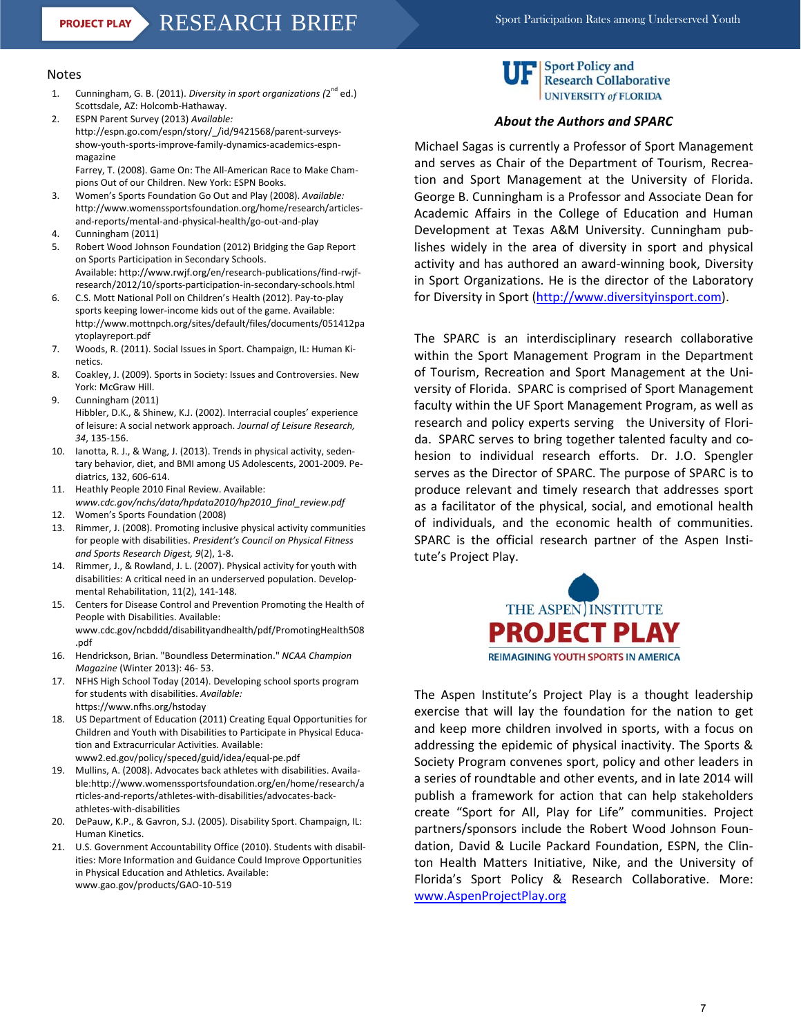## Notes

1. Cunningham, G. B. (2011). *Diversity in sport organizations (2nd ed.)* Scottsdale, AZ: Holcomb-Hathaway.
2. ESPN Parent Survey (2013) *Available:* http://espn.go.com/espn/story/_/id/9421568/parent-surveys-show-youth-sports-improve-family-dynamics-academics-espn-magazine
   Farrey, T. (2008). Game On: The All-American Race to Make Champions Out of our Children. New York: ESPN Books.
3. Women's Sports Foundation Go Out and Play (2008). *Available:* http://www.womenssportsfoundation.org/home/research/articles-and-reports/mental-and-physical-health/go-out-and-play
4. Cunningham (2011)
5. Robert Wood Johnson Foundation (2012) Bridging the Gap Report on Sports Participation in Secondary Schools. Available: http://www.rwjf.org/en/research-publications/find-rwjf-research/2012/10/sports-participation-in-secondary-schools.html
6. C.S. Mott National Poll on Children's Health (2012). Pay-to-play sports keeping lower-income kids out of the game. Available: http://www.mottnpch.org/sites/default/files/documents/051412paytoplayreport.pdf
7. Woods, R. (2011). Social Issues in Sport. Champaign, IL: Human Kinetics.
8. Coakley, J. (2009). Sports in Society: Issues and Controversies. New York: McGraw Hill.
9. Cunningham (2011)
   Hibbler, D.K., & Shinew, K.J. (2002). Interracial couples' experience of leisure: A social network approach. *Journal of Leisure Research, 34*, 135-156.
10. Ianotta, R. J., & Wang, J. (2013). Trends in physical activity, sedentary behavior, diet, and BMI among US Adolescents, 2001-2009. Pediatrics, 132, 606-614.
11. Heathly People 2010 Final Review. Available: *www.cdc.gov/nchs/data/hpdata2010/hp2010_final_review.pdf*
12. Women's Sports Foundation (2008)
13. Rimmer, J. (2008). Promoting inclusive physical activity communities for people with disabilities. *President's Council on Physical Fitness and Sports Research Digest, 9*(2), 1-8.
14. Rimmer, J., & Rowland, J. L. (2007). Physical activity for youth with disabilities: A critical need in an underserved population. Developmental Rehabilitation, 11(2), 141-148.
15. Centers for Disease Control and Prevention Promoting the Health of People with Disabilities. Available: www.cdc.gov/ncbddd/disabilityandhealth/pdf/PromotingHealth508.pdf
16. Hendrickson, Brian. "Boundless Determination." *NCAA Champion Magazine* (Winter 2013): 46- 53.
17. NFHS High School Today (2014). Developing school sports program for students with disabilities. *Available:* https://www.nfhs.org/hstoday
18. US Department of Education (2011) Creating Equal Opportunities for Children and Youth with Disabilities to Participate in Physical Education and Extracurricular Activities. Available: www2.ed.gov/policy/speced/guid/idea/equal-pe.pdf
19. Mullins, A. (2008). Advocates back athletes with disabilities. Available:http://www.womenssportsfoundation.org/en/home/research/articles-and-reports/athletes-with-disabilities/advocates-back-athletes-with-disabilities
20. DePauw, K.P., & Gavron, S.J. (2005). Disability Sport. Champaign, IL: Human Kinetics.
21. U.S. Government Accountability Office (2010). Students with disabilities: More Information and Guidance Could Improve Opportunities in Physical Education and Athletics. Available: www.gao.gov/products/GAO-10-519

UF | Sport Policy and Research Collaborative
UNIVERSITY *of* FLORIDA

### *About the Authors and SPARC*

Michael Sagas is currently a Professor of Sport Management and serves as Chair of the Department of Tourism, Recreation and Sport Management at the University of Florida. George B. Cunningham is a Professor and Associate Dean for Academic Affairs in the College of Education and Human Development at Texas A&M University. Cunningham publishes widely in the area of diversity in sport and physical activity and has authored an award-winning book, Diversity in Sport Organizations. He is the director of the Laboratory for Diversity in Sport (http://www.diversityinsport.com).

The SPARC is an interdisciplinary research collaborative within the Sport Management Program in the Department of Tourism, Recreation and Sport Management at the University of Florida. SPARC is comprised of Sport Management faculty within the UF Sport Management Program, as well as research and policy experts serving the University of Florida. SPARC serves to bring together talented faculty and cohesion to individual research efforts. Dr. J.O. Spengler serves as the Director of SPARC. The purpose of SPARC is to produce relevant and timely research that addresses sport as a facilitator of the physical, social, and emotional health of individuals, and the economic health of communities. SPARC is the official research partner of the Aspen Institute's Project Play.

THE ASPEN INSTITUTE
PROJECT PLAY
REIMAGINING YOUTH SPORTS IN AMERICA

The Aspen Institute's Project Play is a thought leadership exercise that will lay the foundation for the nation to get and keep more children involved in sports, with a focus on addressing the epidemic of physical inactivity. The Sports & Society Program convenes sport, policy and other leaders in a series of roundtable and other events, and in late 2014 will publish a framework for action that can help stakeholders create "Sport for All, Play for Life" communities. Project partners/sponsors include the Robert Wood Johnson Foundation, David & Lucile Packard Foundation, ESPN, the Clinton Health Matters Initiative, Nike, and the University of Florida's Sport Policy & Research Collaborative. More: www.AspenProjectPlay.org